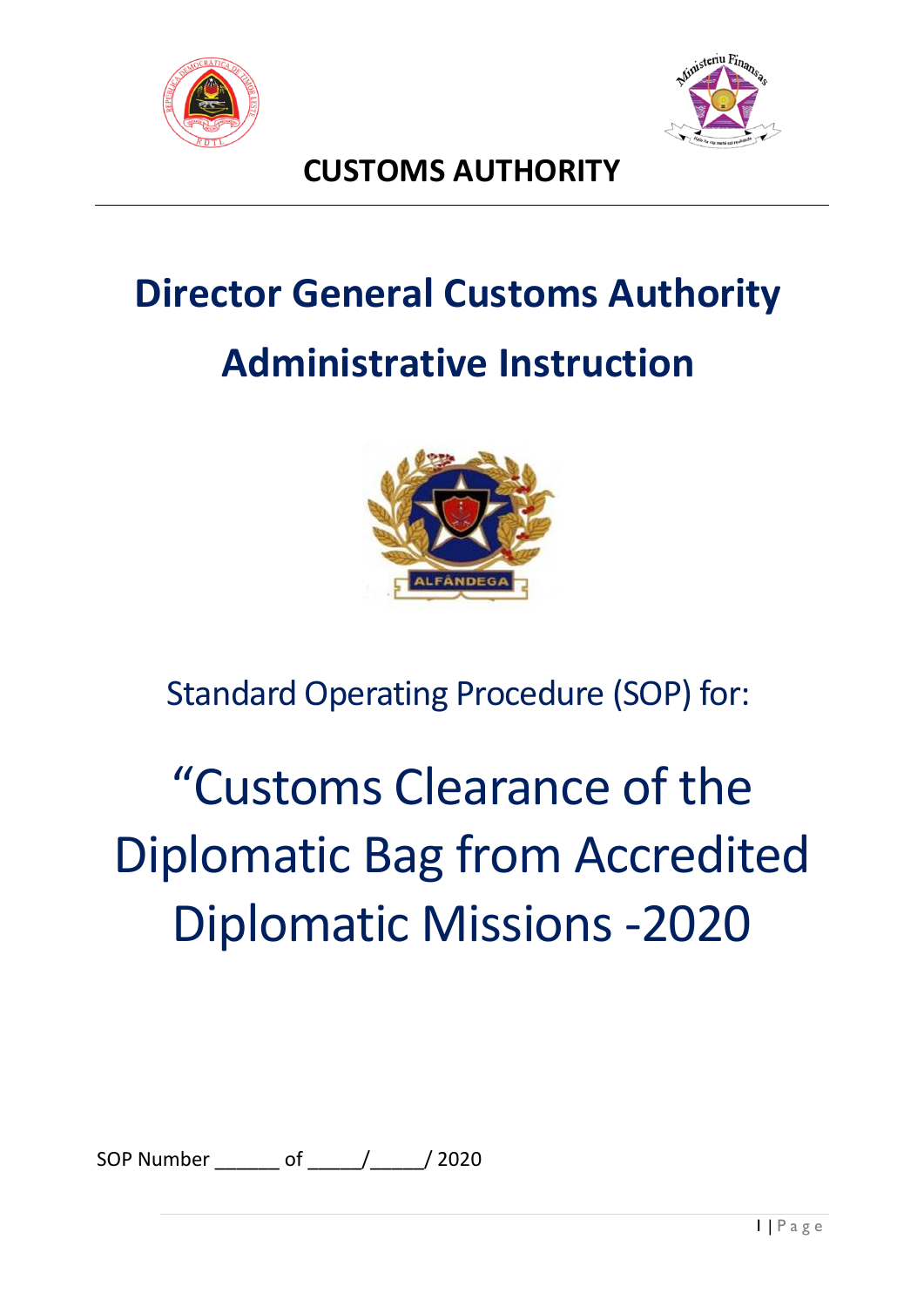**CUSTOMS AUTHORITY**

# Director General Customs Authority

# Administrative Instruction

Standard Operating Procedure (SOP) for:

# "Customs Clearance of the Diplomatic Bag from Accredited Diplomatic Missions -2020

SOP Number ______ of _____/_____/ 2020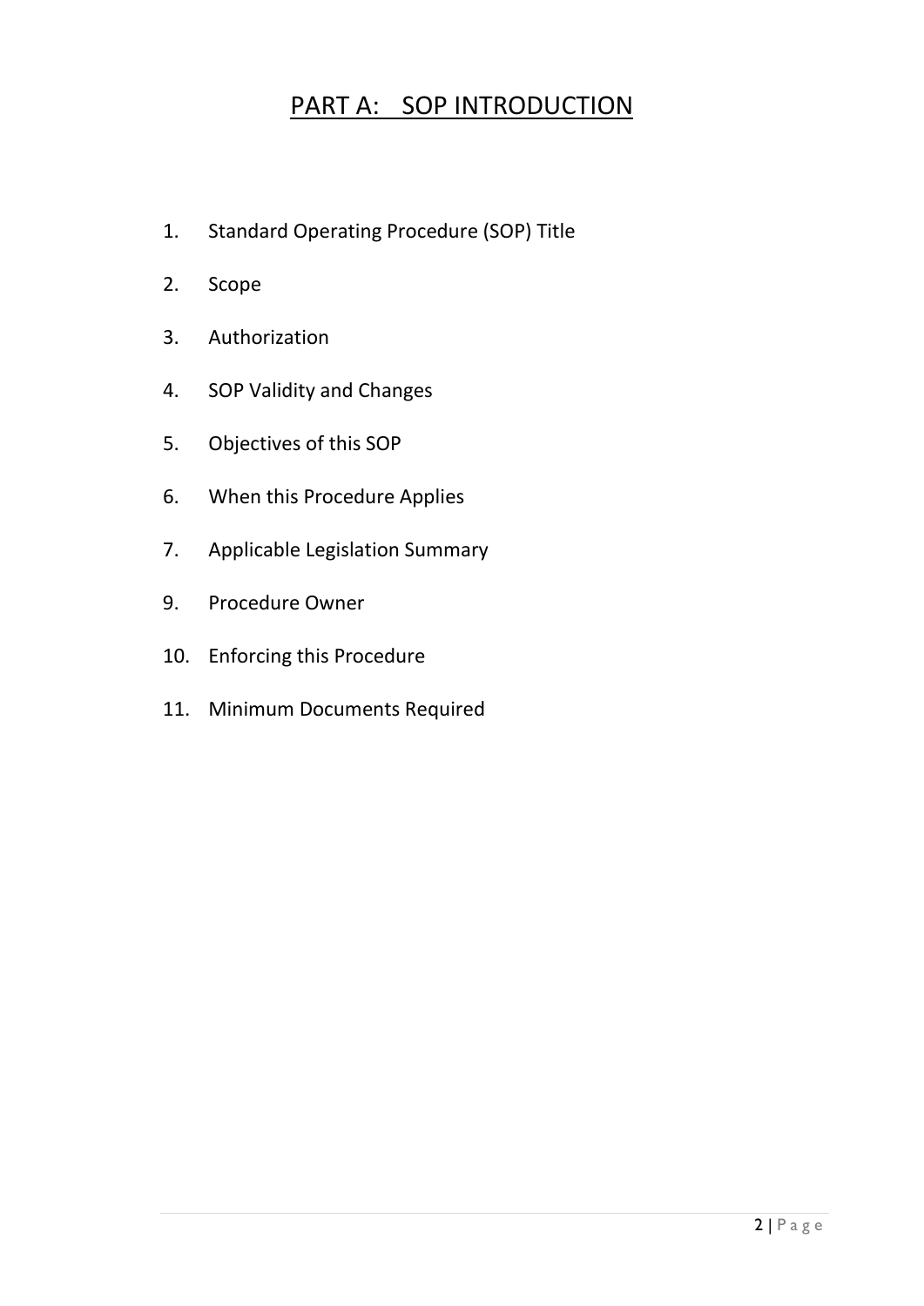# PART A: SOP INTRODUCTION

1. Standard Operating Procedure (SOP) Title
2. Scope
3. Authorization
4. SOP Validity and Changes
5. Objectives of this SOP
6. When this Procedure Applies
7. Applicable Legislation Summary
9. Procedure Owner
10. Enforcing this Procedure
11. Minimum Documents Required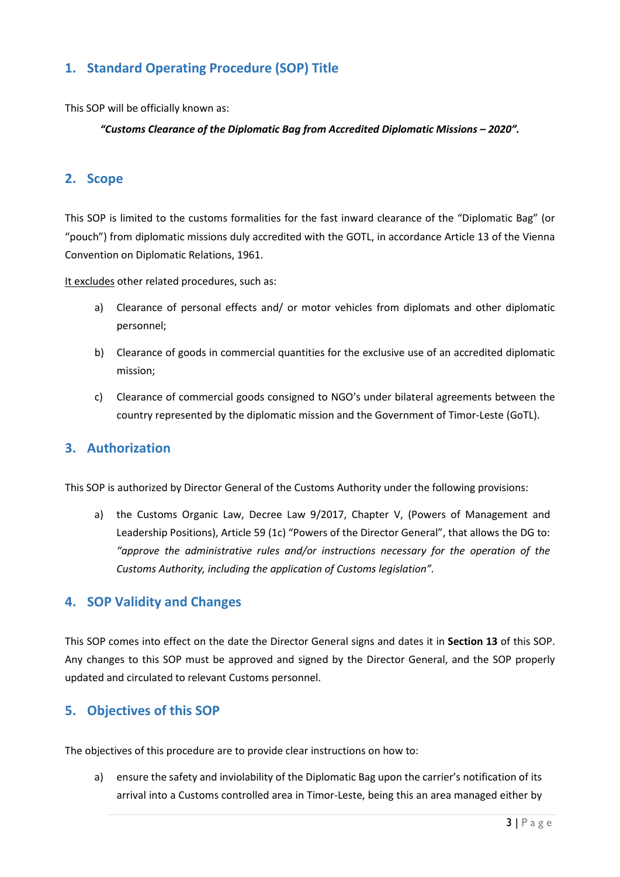## 1. Standard Operating Procedure (SOP) Title

This SOP will be officially known as:

***"Customs Clearance of the Diplomatic Bag from Accredited Diplomatic Missions – 2020".***

## 2. Scope

This SOP is limited to the customs formalities for the fast inward clearance of the "Diplomatic Bag" (or "pouch") from diplomatic missions duly accredited with the GOTL, in accordance Article 13 of the Vienna Convention on Diplomatic Relations, 1961.

<u>It excludes</u> other related procedures, such as:

a) Clearance of personal effects and/ or motor vehicles from diplomats and other diplomatic personnel;

b) Clearance of goods in commercial quantities for the exclusive use of an accredited diplomatic mission;

c) Clearance of commercial goods consigned to NGO's under bilateral agreements between the country represented by the diplomatic mission and the Government of Timor-Leste (GoTL).

## 3. Authorization

This SOP is authorized by Director General of the Customs Authority under the following provisions:

a) the Customs Organic Law, Decree Law 9/2017, Chapter V, (Powers of Management and Leadership Positions), Article 59 (1c) "Powers of the Director General", that allows the DG to: *"approve the administrative rules and/or instructions necessary for the operation of the Customs Authority, including the application of Customs legislation".*

## 4. SOP Validity and Changes

This SOP comes into effect on the date the Director General signs and dates it in **Section 13** of this SOP. Any changes to this SOP must be approved and signed by the Director General, and the SOP properly updated and circulated to relevant Customs personnel.

## 5. Objectives of this SOP

The objectives of this procedure are to provide clear instructions on how to:

a) ensure the safety and inviolability of the Diplomatic Bag upon the carrier's notification of its arrival into a Customs controlled area in Timor-Leste, being this an area managed either by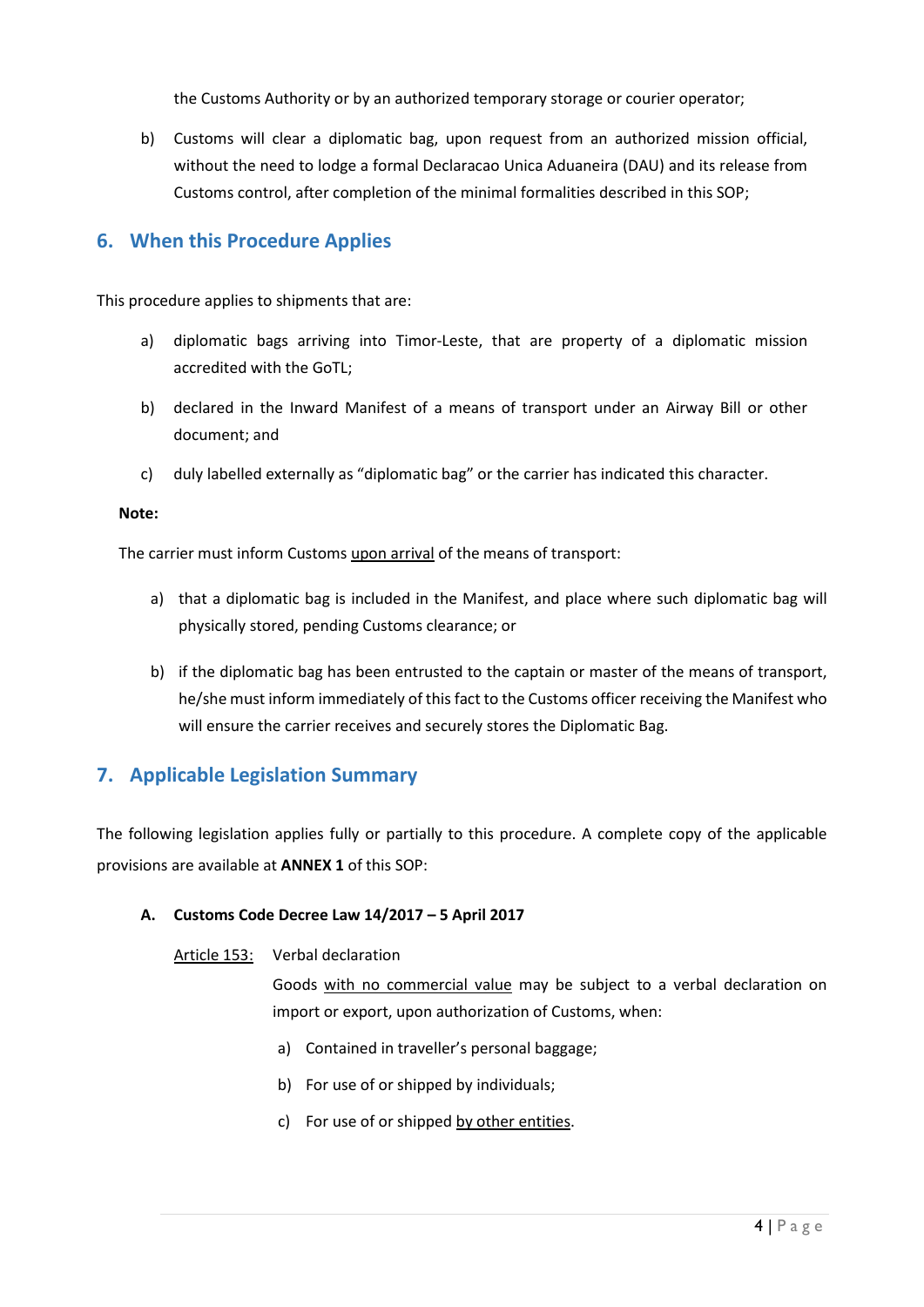the Customs Authority or by an authorized temporary storage or courier operator;

b) Customs will clear a diplomatic bag, upon request from an authorized mission official, without the need to lodge a formal Declaracao Unica Aduaneira (DAU) and its release from Customs control, after completion of the minimal formalities described in this SOP;

## 6. When this Procedure Applies

This procedure applies to shipments that are:

a) diplomatic bags arriving into Timor-Leste, that are property of a diplomatic mission accredited with the GoTL;

b) declared in the Inward Manifest of a means of transport under an Airway Bill or other document; and

c) duly labelled externally as "diplomatic bag" or the carrier has indicated this character.

**Note:**

The carrier must inform Customs upon arrival of the means of transport:

a) that a diplomatic bag is included in the Manifest, and place where such diplomatic bag will physically stored, pending Customs clearance; or

b) if the diplomatic bag has been entrusted to the captain or master of the means of transport, he/she must inform immediately of this fact to the Customs officer receiving the Manifest who will ensure the carrier receives and securely stores the Diplomatic Bag.

## 7. Applicable Legislation Summary

The following legislation applies fully or partially to this procedure. A complete copy of the applicable provisions are available at **ANNEX 1** of this SOP:

**A. Customs Code Decree Law 14/2017 – 5 April 2017**

Article 153: Verbal declaration

Goods with no commercial value may be subject to a verbal declaration on import or export, upon authorization of Customs, when:

a) Contained in traveller's personal baggage;

b) For use of or shipped by individuals;

c) For use of or shipped by other entities.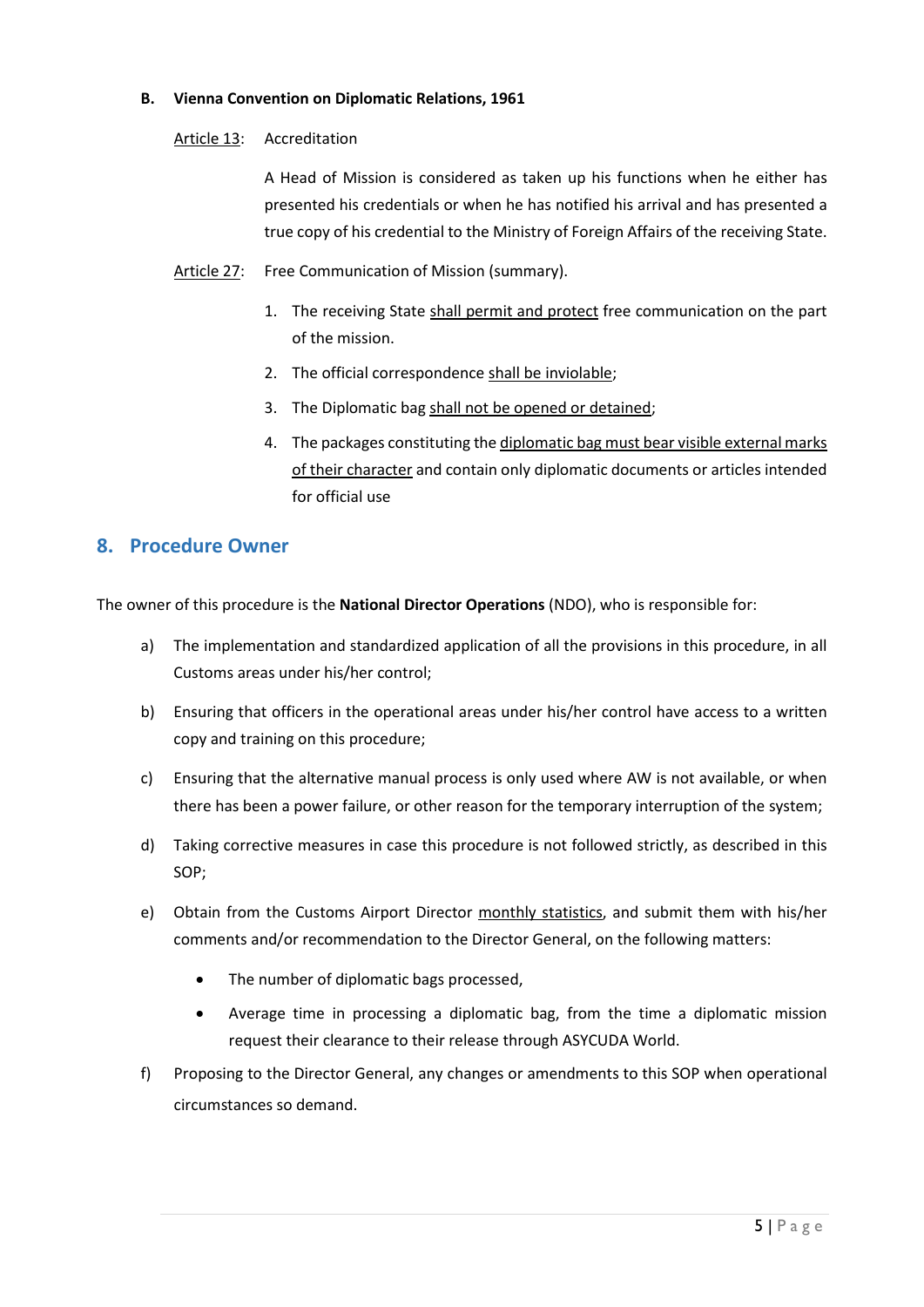**B. Vienna Convention on Diplomatic Relations, 1961**

Article 13: Accreditation

A Head of Mission is considered as taken up his functions when he either has presented his credentials or when he has notified his arrival and has presented a true copy of his credential to the Ministry of Foreign Affairs of the receiving State.

Article 27: Free Communication of Mission (summary).

1. The receiving State shall permit and protect free communication on the part of the mission.
2. The official correspondence shall be inviolable;
3. The Diplomatic bag shall not be opened or detained;
4. The packages constituting the diplomatic bag must bear visible external marks of their character and contain only diplomatic documents or articles intended for official use

## 8. Procedure Owner

The owner of this procedure is the **National Director Operations** (NDO), who is responsible for:

a) The implementation and standardized application of all the provisions in this procedure, in all Customs areas under his/her control;

b) Ensuring that officers in the operational areas under his/her control have access to a written copy and training on this procedure;

c) Ensuring that the alternative manual process is only used where AW is not available, or when there has been a power failure, or other reason for the temporary interruption of the system;

d) Taking corrective measures in case this procedure is not followed strictly, as described in this SOP;

e) Obtain from the Customs Airport Director monthly statistics, and submit them with his/her comments and/or recommendation to the Director General, on the following matters:

- The number of diplomatic bags processed,
- Average time in processing a diplomatic bag, from the time a diplomatic mission request their clearance to their release through ASYCUDA World.

f) Proposing to the Director General, any changes or amendments to this SOP when operational circumstances so demand.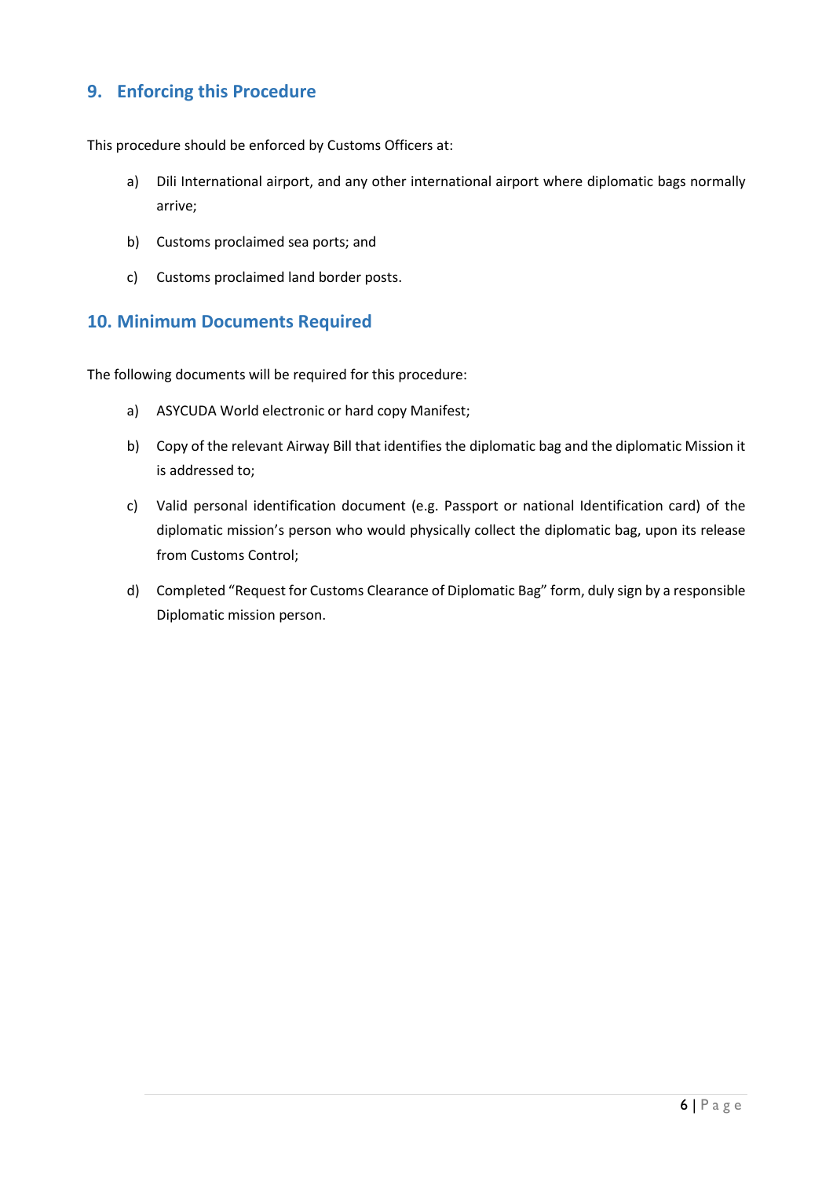## 9. Enforcing this Procedure

This procedure should be enforced by Customs Officers at:

a) Dili International airport, and any other international airport where diplomatic bags normally arrive;

b) Customs proclaimed sea ports; and

c) Customs proclaimed land border posts.

## 10. Minimum Documents Required

The following documents will be required for this procedure:

a) ASYCUDA World electronic or hard copy Manifest;

b) Copy of the relevant Airway Bill that identifies the diplomatic bag and the diplomatic Mission it is addressed to;

c) Valid personal identification document (e.g. Passport or national Identification card) of the diplomatic mission's person who would physically collect the diplomatic bag, upon its release from Customs Control;

d) Completed "Request for Customs Clearance of Diplomatic Bag" form, duly sign by a responsible Diplomatic mission person.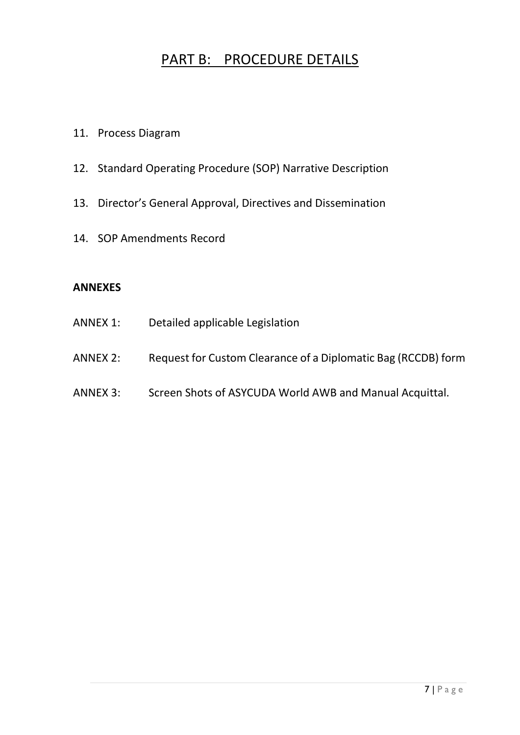# PART B: PROCEDURE DETAILS

11. Process Diagram
12. Standard Operating Procedure (SOP) Narrative Description
13. Director's General Approval, Directives and Dissemination
14. SOP Amendments Record

**ANNEXES**

ANNEX 1: Detailed applicable Legislation

ANNEX 2: Request for Custom Clearance of a Diplomatic Bag (RCCDB) form

ANNEX 3: Screen Shots of ASYCUDA World AWB and Manual Acquittal.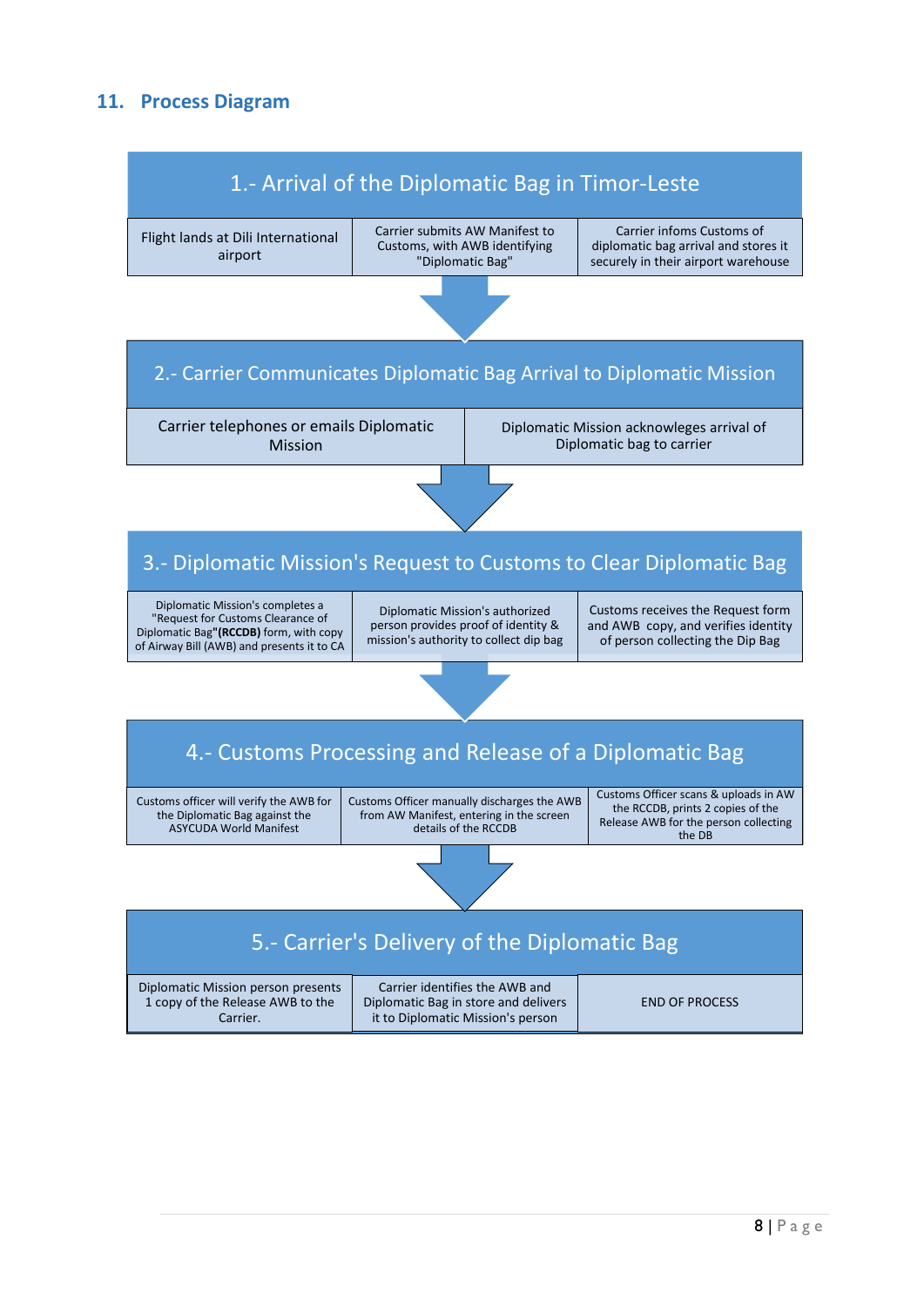## 11. Process Diagram

### 1.- Arrival of the Diplomatic Bag in Timor-Leste

| Flight lands at Dili International airport | Carrier submits AW Manifest to Customs, with AWB identifying "Diplomatic Bag" | Carrier infoms Customs of diplomatic bag arrival and stores it securely in their airport warehouse |
|---|---|---|

### 2.- Carrier Communicates Diplomatic Bag Arrival to Diplomatic Mission

| Carrier telephones or emails Diplomatic Mission | Diplomatic Mission acknowleges arrival of Diplomatic bag to carrier |
|---|---|

### 3.- Diplomatic Mission's Request to Customs to Clear Diplomatic Bag

| Diplomatic Mission's completes a "Request for Customs Clearance of Diplomatic Bag"**(RCCDB)** form, with copy of Airway Bill (AWB) and presents it to CA | Diplomatic Mission's authorized person provides proof of identity & mission's authority to collect dip bag | Customs receives the Request form and AWB copy, and verifies identity of person collecting the Dip Bag |
|---|---|---|

### 4.- Customs Processing and Release of a Diplomatic Bag

| Customs officer will verify the AWB for the Diplomatic Bag against the ASYCUDA World Manifest | Customs Officer manually discharges the AWB from AW Manifest, entering in the screen details of the RCCDB | Customs Officer scans & uploads in AW the RCCDB, prints 2 copies of the Release AWB for the person collecting the DB |
|---|---|---|

### 5.- Carrier's Delivery of the Diplomatic Bag

| Diplomatic Mission person presents 1 copy of the Release AWB to the Carrier. | Carrier identifies the AWB and Diplomatic Bag in store and delivers it to Diplomatic Mission's person | END OF PROCESS |
|---|---|---|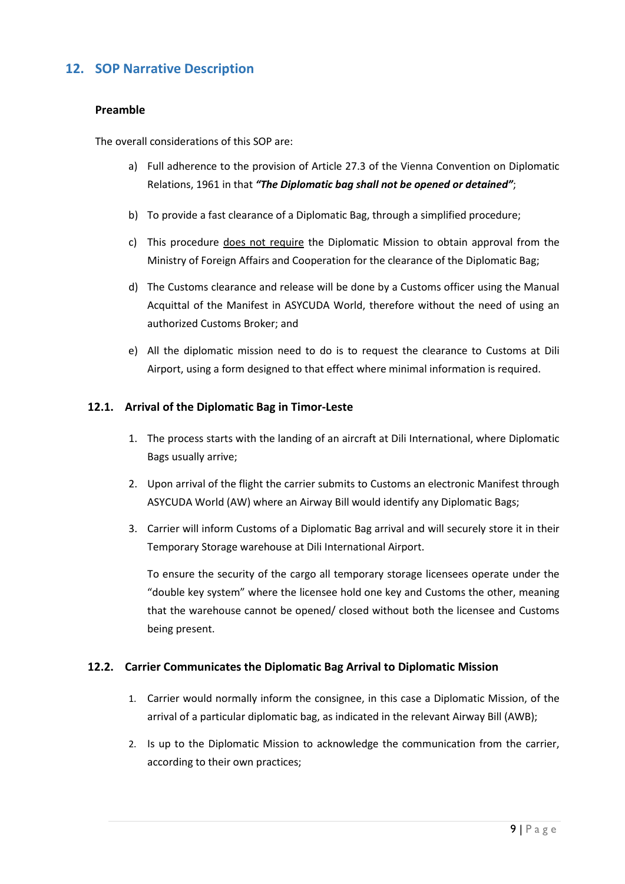## 12. SOP Narrative Description

### Preamble

The overall considerations of this SOP are:

a) Full adherence to the provision of Article 27.3 of the Vienna Convention on Diplomatic Relations, 1961 in that ***"The Diplomatic bag shall not be opened or detained"***;

b) To provide a fast clearance of a Diplomatic Bag, through a simplified procedure;

c) This procedure <u>does not require</u> the Diplomatic Mission to obtain approval from the Ministry of Foreign Affairs and Cooperation for the clearance of the Diplomatic Bag;

d) The Customs clearance and release will be done by a Customs officer using the Manual Acquittal of the Manifest in ASYCUDA World, therefore without the need of using an authorized Customs Broker; and

e) All the diplomatic mission need to do is to request the clearance to Customs at Dili Airport, using a form designed to that effect where minimal information is required.

### 12.1. Arrival of the Diplomatic Bag in Timor-Leste

1. The process starts with the landing of an aircraft at Dili International, where Diplomatic Bags usually arrive;

2. Upon arrival of the flight the carrier submits to Customs an electronic Manifest through ASYCUDA World (AW) where an Airway Bill would identify any Diplomatic Bags;

3. Carrier will inform Customs of a Diplomatic Bag arrival and will securely store it in their Temporary Storage warehouse at Dili International Airport.

   To ensure the security of the cargo all temporary storage licensees operate under the "double key system" where the licensee hold one key and Customs the other, meaning that the warehouse cannot be opened/ closed without both the licensee and Customs being present.

### 12.2. Carrier Communicates the Diplomatic Bag Arrival to Diplomatic Mission

1. Carrier would normally inform the consignee, in this case a Diplomatic Mission, of the arrival of a particular diplomatic bag, as indicated in the relevant Airway Bill (AWB);

2. Is up to the Diplomatic Mission to acknowledge the communication from the carrier, according to their own practices;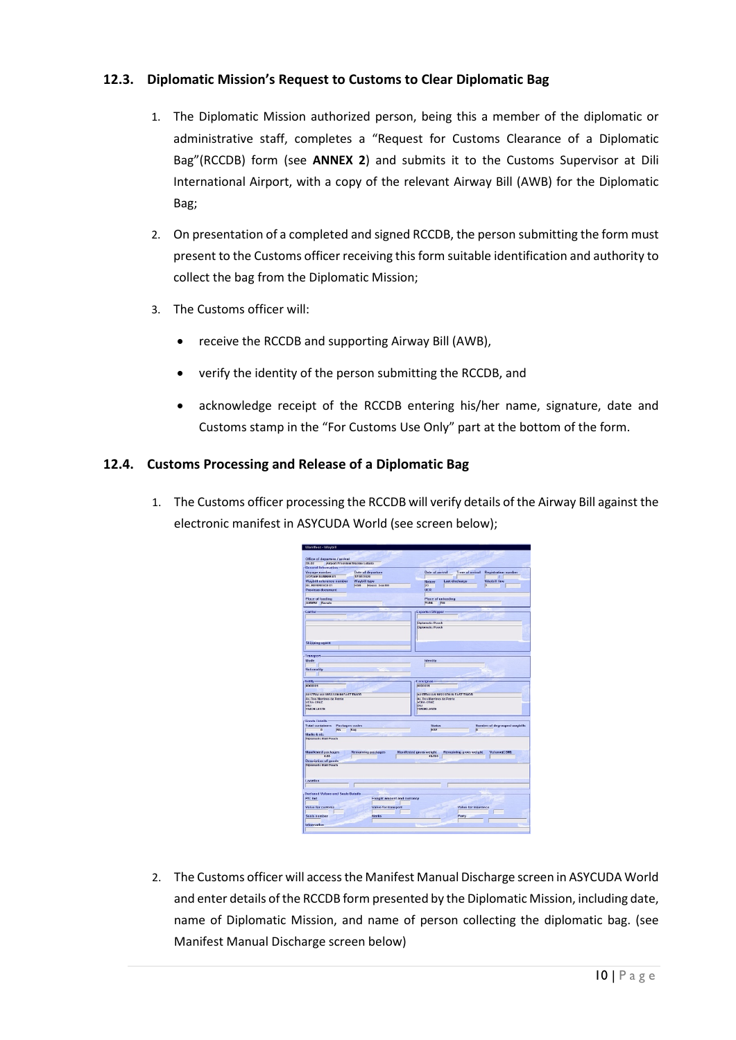### 12.3. Diplomatic Mission's Request to Customs to Clear Diplomatic Bag

1. The Diplomatic Mission authorized person, being this a member of the diplomatic or administrative staff, completes a "Request for Customs Clearance of a Diplomatic Bag"(RCCDB) form (see **ANNEX 2**) and submits it to the Customs Supervisor at Dili International Airport, with a copy of the relevant Airway Bill (AWB) for the Diplomatic Bag;

2. On presentation of a completed and signed RCCDB, the person submitting the form must present to the Customs officer receiving this form suitable identification and authority to collect the bag from the Diplomatic Mission;

3. The Customs officer will:

   - receive the RCCDB and supporting Airway Bill (AWB),
   - verify the identity of the person submitting the RCCDB, and
   - acknowledge receipt of the RCCDB entering his/her name, signature, date and Customs stamp in the "For Customs Use Only" part at the bottom of the form.

### 12.4. Customs Processing and Release of a Diplomatic Bag

1. The Customs officer processing the RCCDB will verify details of the Airway Bill against the electronic manifest in ASYCUDA World (see screen below);

2. The Customs officer will access the Manifest Manual Discharge screen in ASYCUDA World and enter details of the RCCDB form presented by the Diplomatic Mission, including date, name of Diplomatic Mission, and name of person collecting the diplomatic bag. (see Manifest Manual Discharge screen below)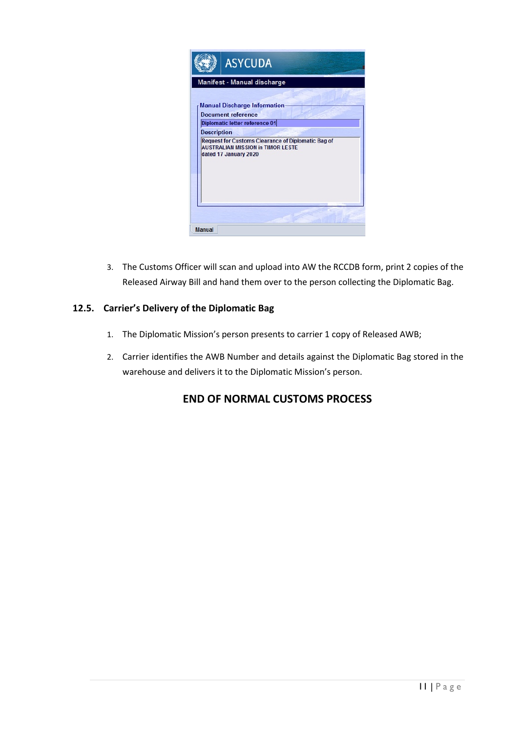3. The Customs Officer will scan and upload into AW the RCCDB form, print 2 copies of the Released Airway Bill and hand them over to the person collecting the Diplomatic Bag.

### 12.5. Carrier's Delivery of the Diplomatic Bag

1. The Diplomatic Mission's person presents to carrier 1 copy of Released AWB;
2. Carrier identifies the AWB Number and details against the Diplomatic Bag stored in the warehouse and delivers it to the Diplomatic Mission's person.

## END OF NORMAL CUSTOMS PROCESS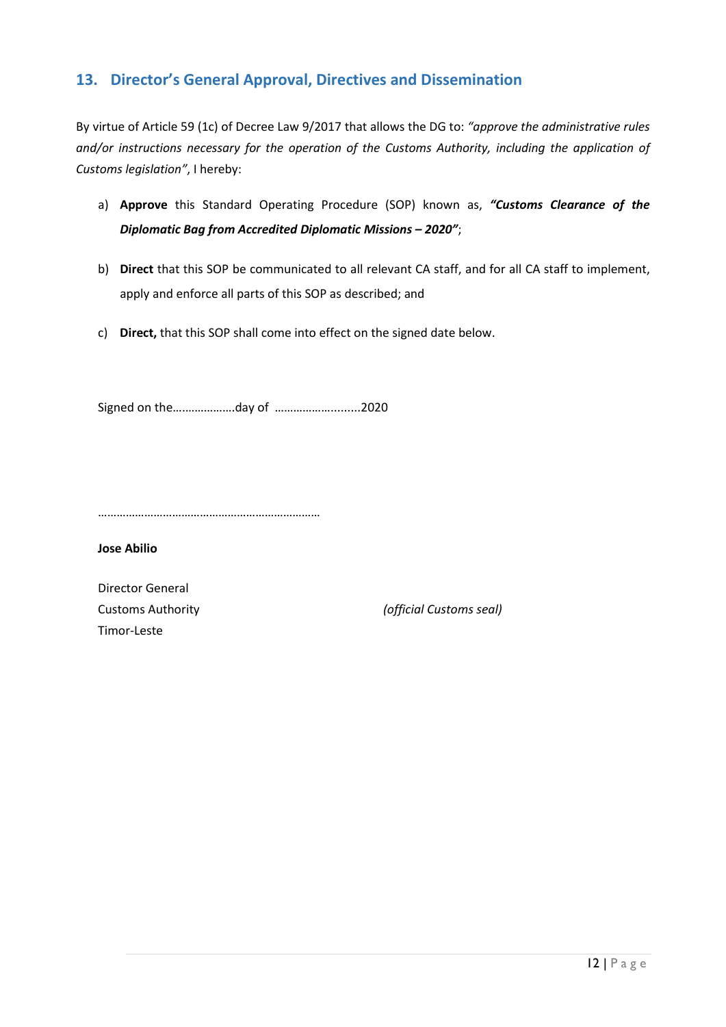## 13. Director's General Approval, Directives and Dissemination

By virtue of Article 59 (1c) of Decree Law 9/2017 that allows the DG to: *"approve the administrative rules and/or instructions necessary for the operation of the Customs Authority, including the application of Customs legislation"*, I hereby:

a) **Approve** this Standard Operating Procedure (SOP) known as, ***"Customs Clearance of the Diplomatic Bag from Accredited Diplomatic Missions – 2020"***;

b) **Direct** that this SOP be communicated to all relevant CA staff, and for all CA staff to implement, apply and enforce all parts of this SOP as described; and

c) **Direct,** that this SOP shall come into effect on the signed date below.

Signed on the……………….day of ……………….......2020

………………………………………………………………

**Jose Abilio**

Director General
Customs Authority
Timor-Leste

*(official Customs seal)*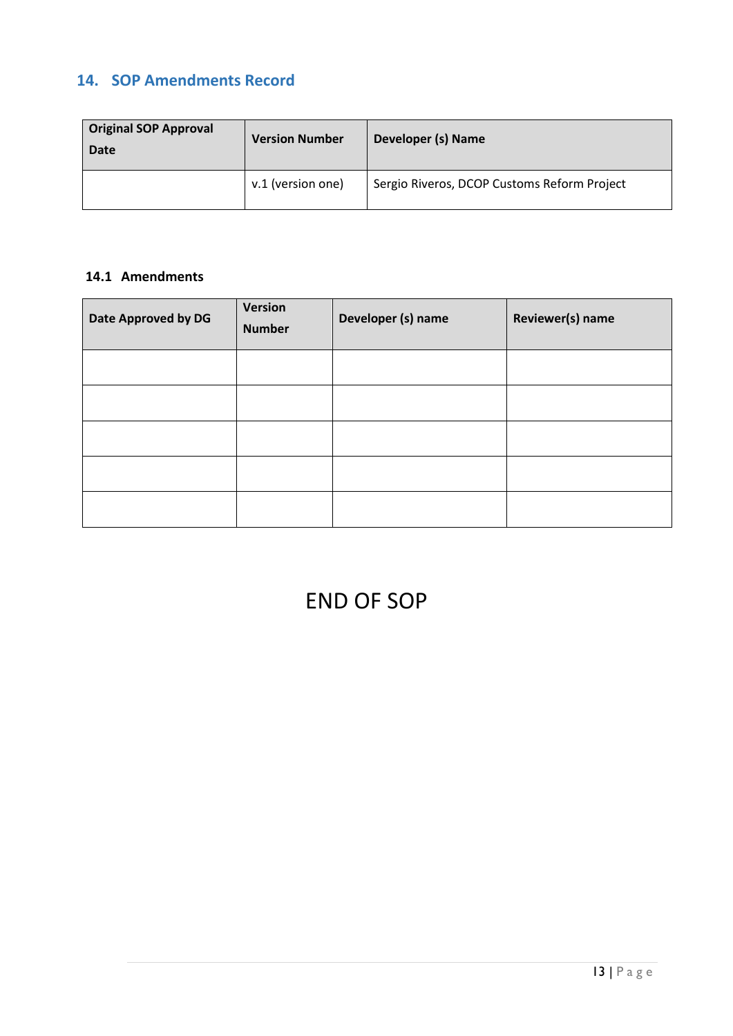## 14. SOP Amendments Record

| Original SOP Approval Date | Version Number | Developer (s) Name |
|---|---|---|
| | v.1 (version one) | Sergio Riveros, DCOP Customs Reform Project |

### 14.1 Amendments

| Date Approved by DG | Version Number | Developer (s) name | Reviewer(s) name |
|---|---|---|---|
| | | | |
| | | | |
| | | | |
| | | | |
| | | | |

END OF SOP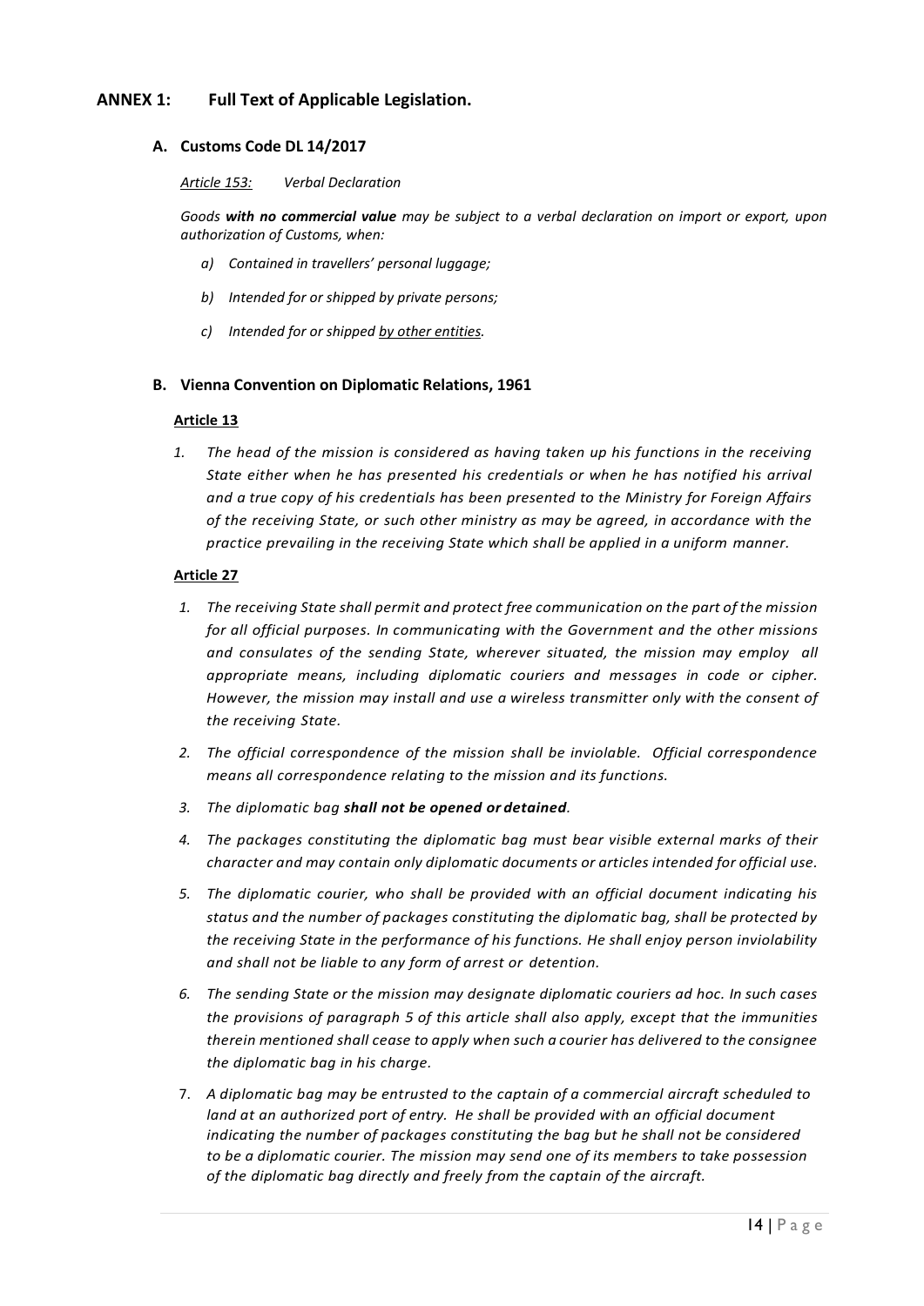# ANNEX 1: Full Text of Applicable Legislation.

## A. Customs Code DL 14/2017

*Article 153:* *Verbal Declaration*

*Goods **with no commercial value** may be subject to a verbal declaration on import or export, upon authorization of Customs, when:*

*a) Contained in travellers' personal luggage;*

*b) Intended for or shipped by private persons;*

*c) Intended for or shipped by other entities.*

## B. Vienna Convention on Diplomatic Relations, 1961

**Article 13**

*1. The head of the mission is considered as having taken up his functions in the receiving State either when he has presented his credentials or when he has notified his arrival and a true copy of his credentials has been presented to the Ministry for Foreign Affairs of the receiving State, or such other ministry as may be agreed, in accordance with the practice prevailing in the receiving State which shall be applied in a uniform manner.*

**Article 27**

*1. The receiving State shall permit and protect free communication on the part of the mission for all official purposes. In communicating with the Government and the other missions and consulates of the sending State, wherever situated, the mission may employ all appropriate means, including diplomatic couriers and messages in code or cipher. However, the mission may install and use a wireless transmitter only with the consent of the receiving State.*

*2. The official correspondence of the mission shall be inviolable. Official correspondence means all correspondence relating to the mission and its functions.*

*3. The diplomatic bag **shall not be opened or detained**.*

*4. The packages constituting the diplomatic bag must bear visible external marks of their character and may contain only diplomatic documents or articles intended for official use.*

*5. The diplomatic courier, who shall be provided with an official document indicating his status and the number of packages constituting the diplomatic bag, shall be protected by the receiving State in the performance of his functions. He shall enjoy person inviolability and shall not be liable to any form of arrest or detention.*

*6. The sending State or the mission may designate diplomatic couriers ad hoc. In such cases the provisions of paragraph 5 of this article shall also apply, except that the immunities therein mentioned shall cease to apply when such a courier has delivered to the consignee the diplomatic bag in his charge.*

*7. A diplomatic bag may be entrusted to the captain of a commercial aircraft scheduled to land at an authorized port of entry. He shall be provided with an official document indicating the number of packages constituting the bag but he shall not be considered to be a diplomatic courier. The mission may send one of its members to take possession of the diplomatic bag directly and freely from the captain of the aircraft.*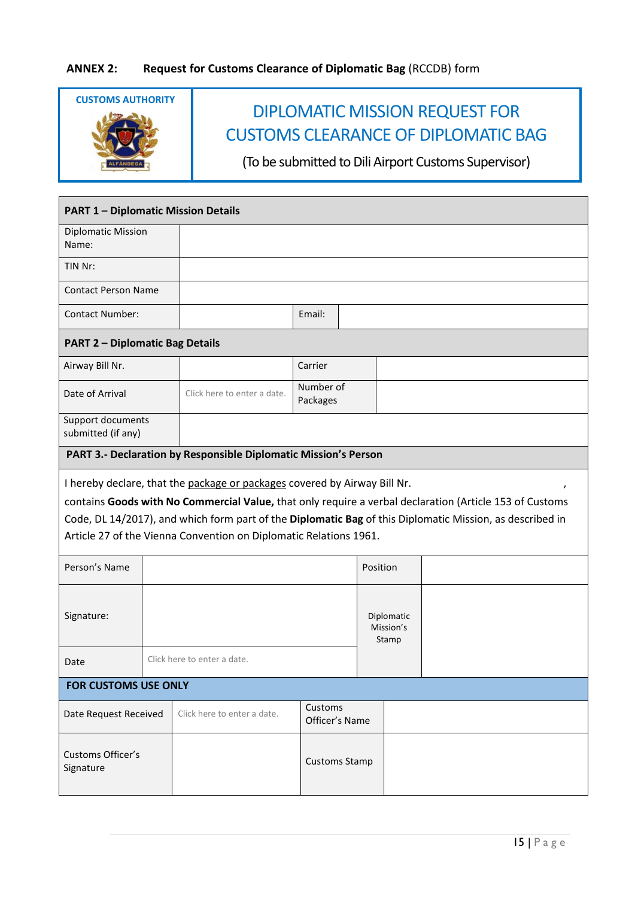**ANNEX 2: Request for Customs Clearance of Diplomatic Bag** (RCCDB) form

| CUSTOMS AUTHORITY | DIPLOMATIC MISSION REQUEST FOR CUSTOMS CLEARANCE OF DIPLOMATIC BAG (To be submitted to Dili Airport Customs Supervisor) |
|---|---|
| ALFÂNDEGA | |

| **PART 1 – Diplomatic Mission Details** | | | |
|---|---|---|---|
| Diplomatic Mission Name: | | | |
| TIN Nr: | | | |
| Contact Person Name | | | |
| Contact Number: | | Email: | |
| **PART 2 – Diplomatic Bag Details** | | | |
| Airway Bill Nr. | | Carrier | |
| Date of Arrival | Click here to enter a date. | Number of Packages | |
| Support documents submitted (if any) | | | |
| **PART 3.- Declaration by Responsible Diplomatic Mission's Person** | | | |

I hereby declare, that the package or packages covered by Airway Bill Nr. , contains **Goods with No Commercial Value,** that only require a verbal declaration (Article 153 of Customs Code, DL 14/2017), and which form part of the **Diplomatic Bag** of this Diplomatic Mission, as described in Article 27 of the Vienna Convention on Diplomatic Relations 1961.

| Person's Name | | Position | |
|---|---|---|---|
| Signature: | | Diplomatic Mission's Stamp | |
| Date | Click here to enter a date. | | |
| **FOR CUSTOMS USE ONLY** | | | |
| Date Request Received | Click here to enter a date. | Customs Officer's Name | |
| Customs Officer's Signature | | Customs Stamp | |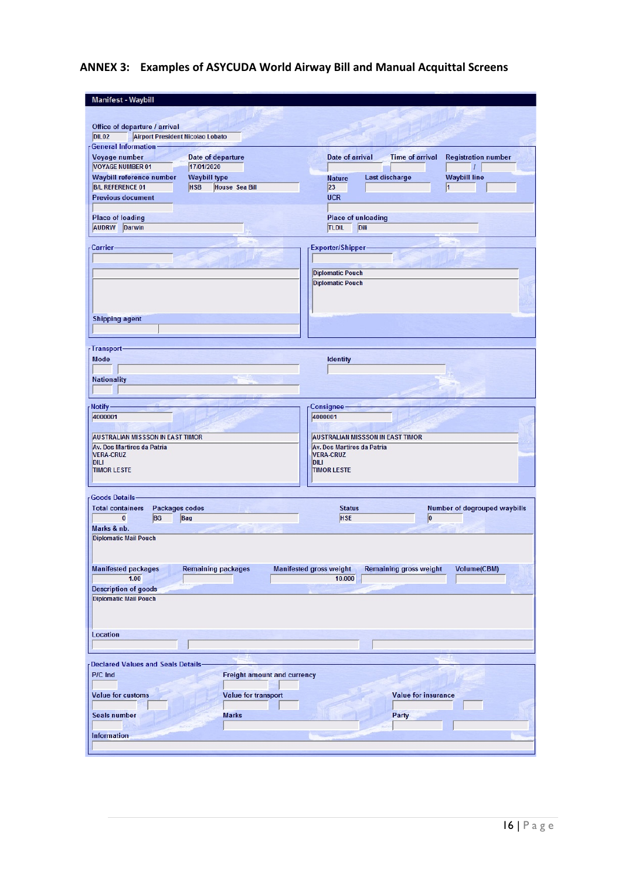## ANNEX 3: Examples of ASYCUDA World Airway Bill and Manual Acquittal Screens

**Manifest - Waybill**

Office of departure / arrival
DIL02 | Airport President Nicolao Lobato

**General Information**

| Field | Value |
|---|---|
| Voyage number | VOYAGE NUMBER 01 |
| Date of departure | 17/01/2020 |
| Date of arrival | |
| Time of arrival | |
| Registration number | / |
| Waybill reference number | B/L REFERENCE 01 |
| Waybill type | HSB - House Sea Bill |
| Nature | 23 |
| Last discharge | |
| Waybill line | 1 |
| Previous document | |
| UCR | |
| Place of loading | AUDRW - Darwin |
| Place of unloading | TLDIL - Dili |

**Carrier**

Shipping agent

**Exporter/Shipper**

Diplomatic Pouch
Diplomatic Pouch

**Transport**

Mode
Identity
Nationality

**Notify**

4000001
AUSTRALIAN MISSSON IN EAST TIMOR
Av. Dos Martires da Patria
VERA-CRUZ
DILI
TIMOR LESTE

**Consignee**

4000001
AUSTRALIAN MISSSON IN EAST TIMOR
Av. Dos Martires da Patria
VERA-CRUZ
DILI
TIMOR LESTE

**Goods Details**

| Field | Value |
|---|---|
| Total containers | 0 |
| Packages codes | BG - Bag |
| Status | HSE |
| Number of degrouped waybills | 0 |
| Marks & nb. | Diplomatic Mail Pouch |
| Manifested packages | 1.00 |
| Remaining packages | |
| Manifested gross weight | 10.000 |
| Remaining gross weight | |
| Volume(CBM) | |
| Description of goods | Diplomatic Mail Pouch |
| Location | |

**Declared Values and Seals Details**

P/C Ind
Freight amount and currency
Value for customs
Value for transport
Value for insurance
Seals number
Marks
Party
Information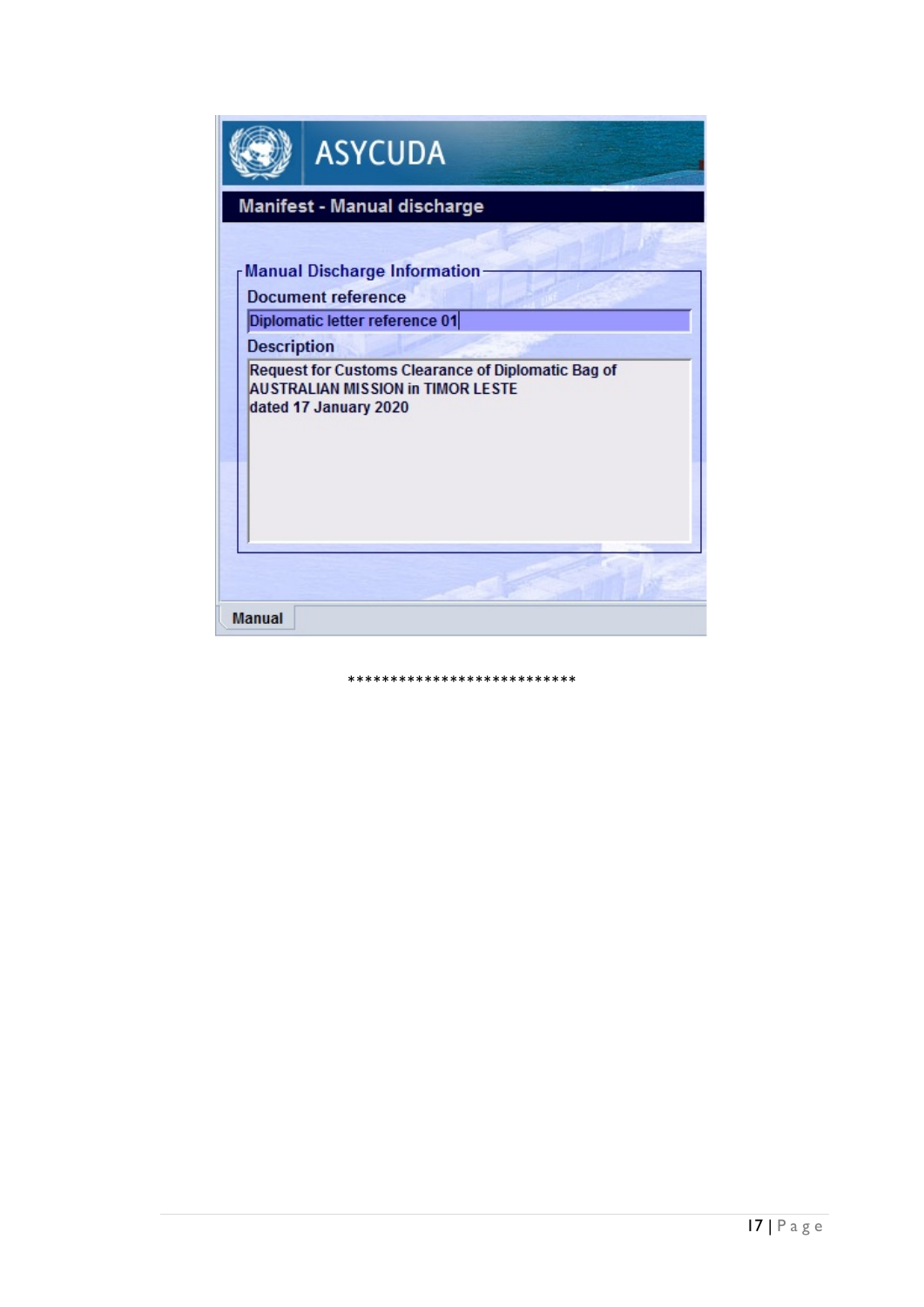ASYCUDA

Manifest - Manual discharge

Manual Discharge Information

Document reference

Diplomatic letter reference 01

Description

Request for Customs Clearance of Diplomatic Bag of
AUSTRALIAN MISSION in TIMOR LESTE
dated 17 January 2020

Manual

***************************